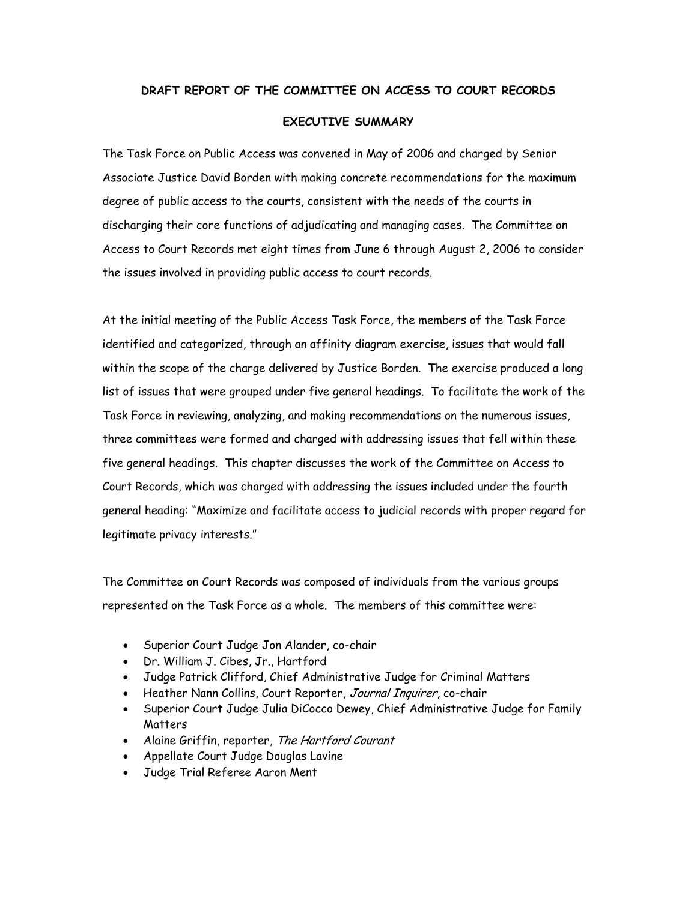# DRAFT REPORT OF THE COMMITTEE ON ACCESS TO COURT RECORDS

## EXECUTIVE SUMMARY

The Task Force on Public Access was convened in May of 2006 and charged by Senior Associate Justice David Borden with making concrete recommendations for the maximum degree of public access to the courts, consistent with the needs of the courts in discharging their core functions of adjudicating and managing cases. The Committee on Access to Court Records met eight times from June 6 through August 2, 2006 to consider the issues involved in providing public access to court records.

At the initial meeting of the Public Access Task Force, the members of the Task Force identified and categorized, through an affinity diagram exercise, issues that would fall within the scope of the charge delivered by Justice Borden. The exercise produced a long list of issues that were grouped under five general headings. To facilitate the work of the Task Force in reviewing, analyzing, and making recommendations on the numerous issues, three committees were formed and charged with addressing issues that fell within these five general headings. This chapter discusses the work of the Committee on Access to Court Records, which was charged with addressing the issues included under the fourth general heading: "Maximize and facilitate access to judicial records with proper regard for legitimate privacy interests."

The Committee on Court Records was composed of individuals from the various groups represented on the Task Force as a whole. The members of this committee were:

- Superior Court Judge Jon Alander, co-chair
- Dr. William J. Cibes, Jr., Hartford
- Judge Patrick Clifford, Chief Administrative Judge for Criminal Matters
- Heather Nann Collins, Court Reporter, *Journal Inquirer*, co-chair
- Superior Court Judge Julia DiCocco Dewey, Chief Administrative Judge for Family Matters
- Alaine Griffin, reporter, *The Hartford Courant*
- Appellate Court Judge Douglas Lavine
- Judge Trial Referee Aaron Ment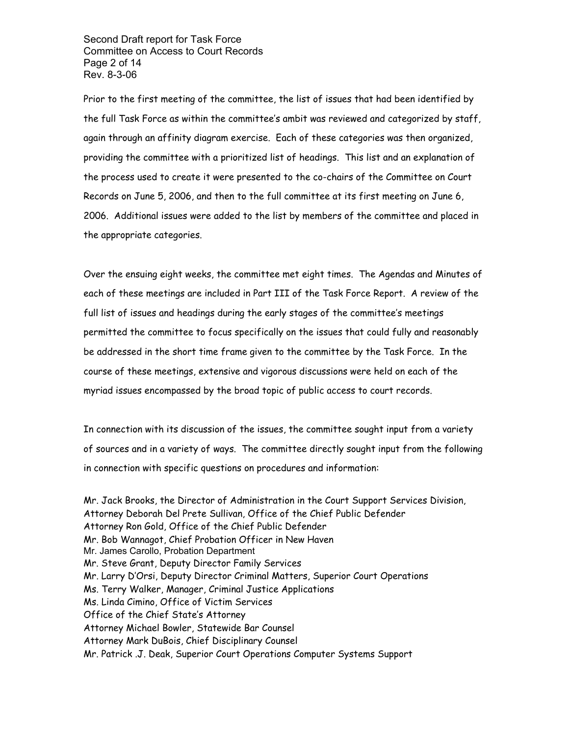Prior to the first meeting of the committee, the list of issues that had been identified by the full Task Force as within the committee's ambit was reviewed and categorized by staff, again through an affinity diagram exercise. Each of these categories was then organized, providing the committee with a prioritized list of headings. This list and an explanation of the process used to create it were presented to the co-chairs of the Committee on Court Records on June 5, 2006, and then to the full committee at its first meeting on June 6, 2006. Additional issues were added to the list by members of the committee and placed in the appropriate categories.

Over the ensuing eight weeks, the committee met eight times. The Agendas and Minutes of each of these meetings are included in Part III of the Task Force Report. A review of the full list of issues and headings during the early stages of the committee's meetings permitted the committee to focus specifically on the issues that could fully and reasonably be addressed in the short time frame given to the committee by the Task Force. In the course of these meetings, extensive and vigorous discussions were held on each of the myriad issues encompassed by the broad topic of public access to court records.

In connection with its discussion of the issues, the committee sought input from a variety of sources and in a variety of ways. The committee directly sought input from the following in connection with specific questions on procedures and information:

Mr. Jack Brooks, the Director of Administration in the Court Support Services Division,
Attorney Deborah Del Prete Sullivan, Office of the Chief Public Defender
Attorney Ron Gold, Office of the Chief Public Defender
Mr. Bob Wannagot, Chief Probation Officer in New Haven
Mr. James Carollo, Probation Department
Mr. Steve Grant, Deputy Director Family Services
Mr. Larry D'Orsi, Deputy Director Criminal Matters, Superior Court Operations
Ms. Terry Walker, Manager, Criminal Justice Applications
Ms. Linda Cimino, Office of Victim Services
Office of the Chief State's Attorney
Attorney Michael Bowler, Statewide Bar Counsel
Attorney Mark DuBois, Chief Disciplinary Counsel
Mr. Patrick .J. Deak, Superior Court Operations Computer Systems Support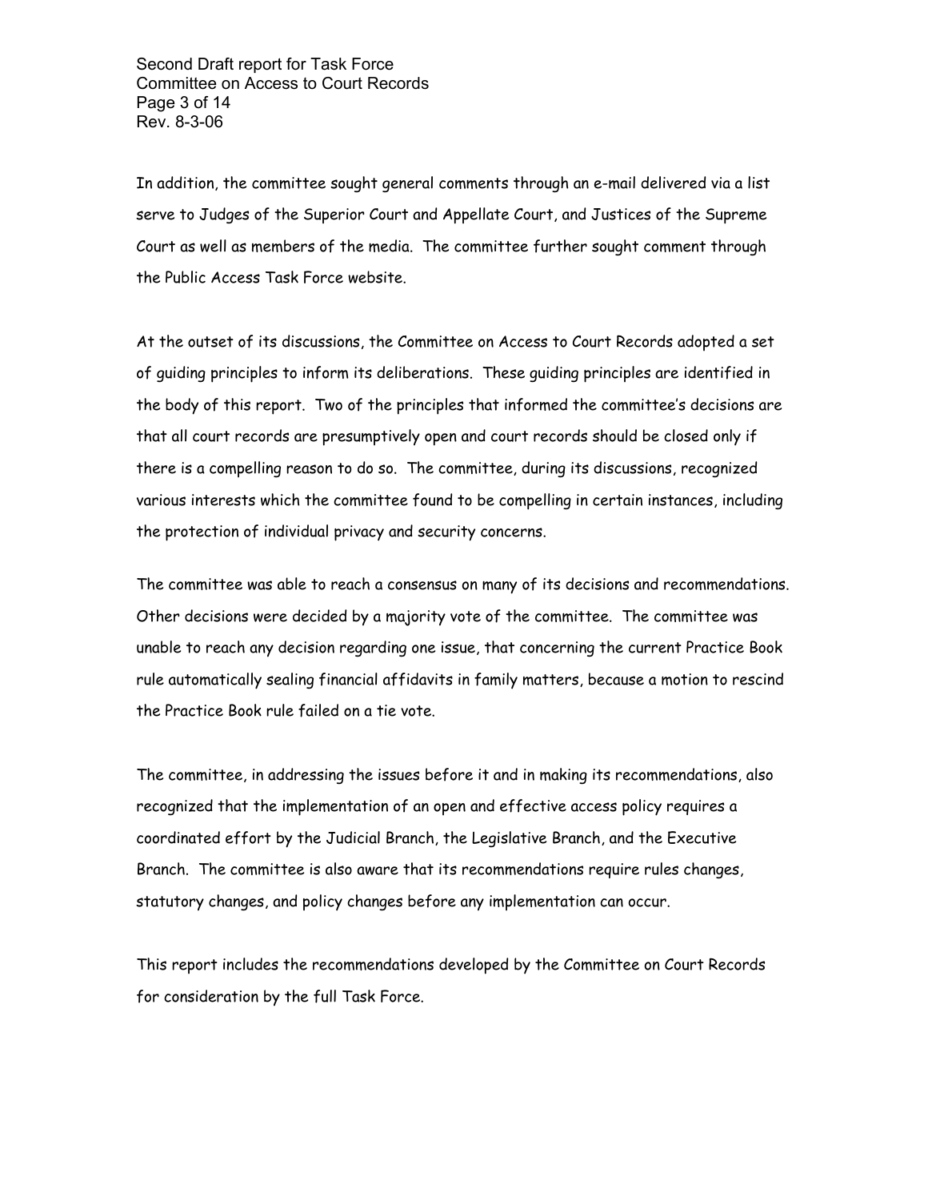In addition, the committee sought general comments through an e-mail delivered via a list serve to Judges of the Superior Court and Appellate Court, and Justices of the Supreme Court as well as members of the media. The committee further sought comment through the Public Access Task Force website.

At the outset of its discussions, the Committee on Access to Court Records adopted a set of guiding principles to inform its deliberations. These guiding principles are identified in the body of this report. Two of the principles that informed the committee's decisions are that all court records are presumptively open and court records should be closed only if there is a compelling reason to do so. The committee, during its discussions, recognized various interests which the committee found to be compelling in certain instances, including the protection of individual privacy and security concerns.

The committee was able to reach a consensus on many of its decisions and recommendations. Other decisions were decided by a majority vote of the committee. The committee was unable to reach any decision regarding one issue, that concerning the current Practice Book rule automatically sealing financial affidavits in family matters, because a motion to rescind the Practice Book rule failed on a tie vote.

The committee, in addressing the issues before it and in making its recommendations, also recognized that the implementation of an open and effective access policy requires a coordinated effort by the Judicial Branch, the Legislative Branch, and the Executive Branch. The committee is also aware that its recommendations require rules changes, statutory changes, and policy changes before any implementation can occur.

This report includes the recommendations developed by the Committee on Court Records for consideration by the full Task Force.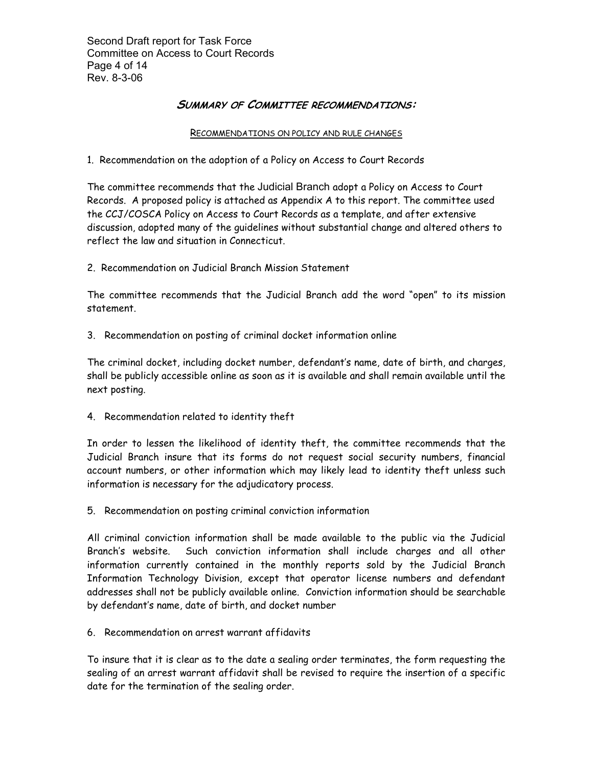## *Summary of Committee recommendations:*

### Recommendations on policy and rule changes

1. Recommendation on the adoption of a Policy on Access to Court Records

The committee recommends that the Judicial Branch adopt a Policy on Access to Court Records. A proposed policy is attached as Appendix A to this report. The committee used the CCJ/COSCA Policy on Access to Court Records as a template, and after extensive discussion, adopted many of the guidelines without substantial change and altered others to reflect the law and situation in Connecticut.

2. Recommendation on Judicial Branch Mission Statement

The committee recommends that the Judicial Branch add the word "open" to its mission statement.

3. Recommendation on posting of criminal docket information online

The criminal docket, including docket number, defendant's name, date of birth, and charges, shall be publicly accessible online as soon as it is available and shall remain available until the next posting.

4. Recommendation related to identity theft

In order to lessen the likelihood of identity theft, the committee recommends that the Judicial Branch insure that its forms do not request social security numbers, financial account numbers, or other information which may likely lead to identity theft unless such information is necessary for the adjudicatory process.

5. Recommendation on posting criminal conviction information

All criminal conviction information shall be made available to the public via the Judicial Branch's website. Such conviction information shall include charges and all other information currently contained in the monthly reports sold by the Judicial Branch Information Technology Division, except that operator license numbers and defendant addresses shall not be publicly available online. Conviction information should be searchable by defendant's name, date of birth, and docket number

6. Recommendation on arrest warrant affidavits

To insure that it is clear as to the date a sealing order terminates, the form requesting the sealing of an arrest warrant affidavit shall be revised to require the insertion of a specific date for the termination of the sealing order.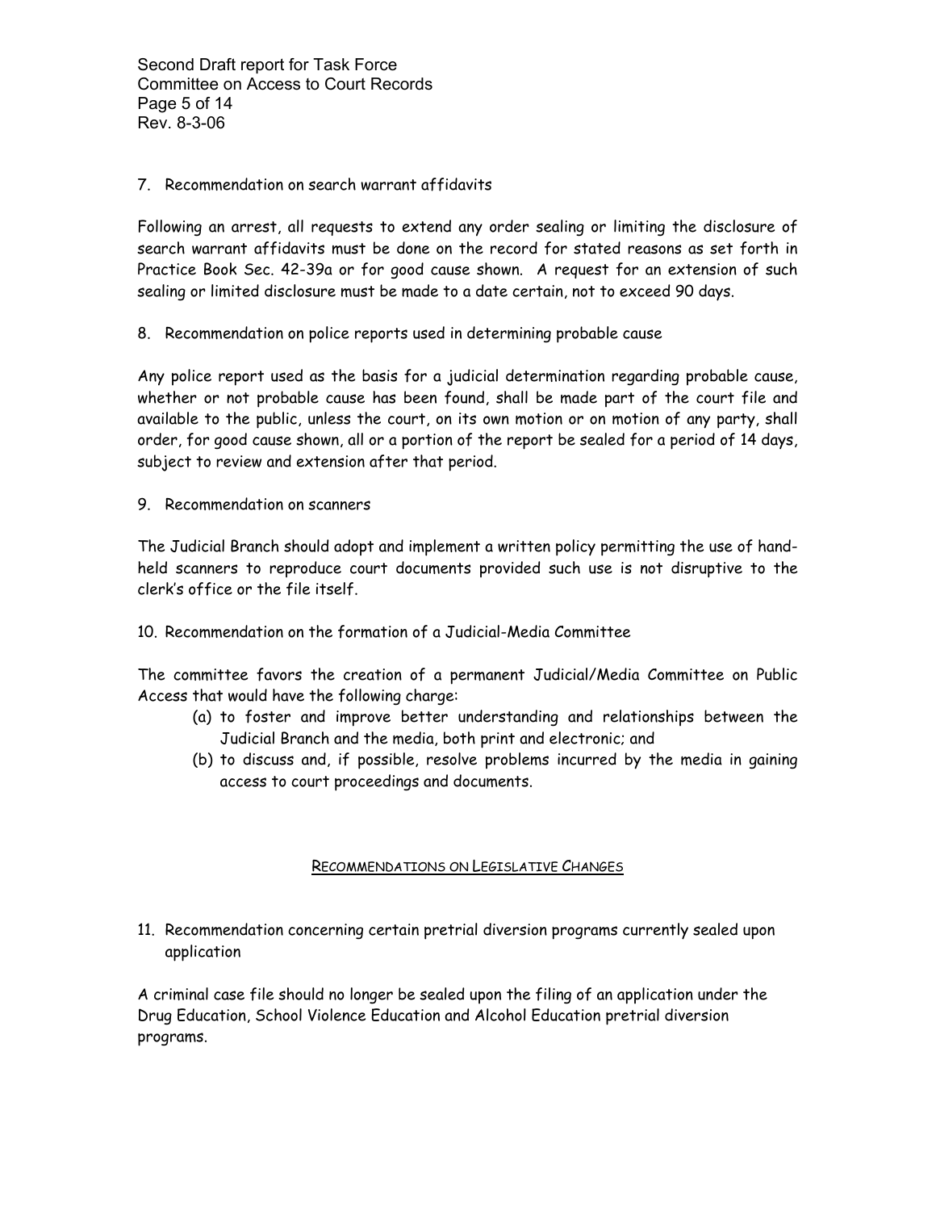7. Recommendation on search warrant affidavits

Following an arrest, all requests to extend any order sealing or limiting the disclosure of search warrant affidavits must be done on the record for stated reasons as set forth in Practice Book Sec. 42-39a or for good cause shown. A request for an extension of such sealing or limited disclosure must be made to a date certain, not to exceed 90 days.

8. Recommendation on police reports used in determining probable cause

Any police report used as the basis for a judicial determination regarding probable cause, whether or not probable cause has been found, shall be made part of the court file and available to the public, unless the court, on its own motion or on motion of any party, shall order, for good cause shown, all or a portion of the report be sealed for a period of 14 days, subject to review and extension after that period.

9. Recommendation on scanners

The Judicial Branch should adopt and implement a written policy permitting the use of hand-held scanners to reproduce court documents provided such use is not disruptive to the clerk's office or the file itself.

10. Recommendation on the formation of a Judicial-Media Committee

The committee favors the creation of a permanent Judicial/Media Committee on Public Access that would have the following charge:

(a) to foster and improve better understanding and relationships between the Judicial Branch and the media, both print and electronic; and
(b) to discuss and, if possible, resolve problems incurred by the media in gaining access to court proceedings and documents.

## RECOMMENDATIONS ON LEGISLATIVE CHANGES

11. Recommendation concerning certain pretrial diversion programs currently sealed upon application

A criminal case file should no longer be sealed upon the filing of an application under the Drug Education, School Violence Education and Alcohol Education pretrial diversion programs.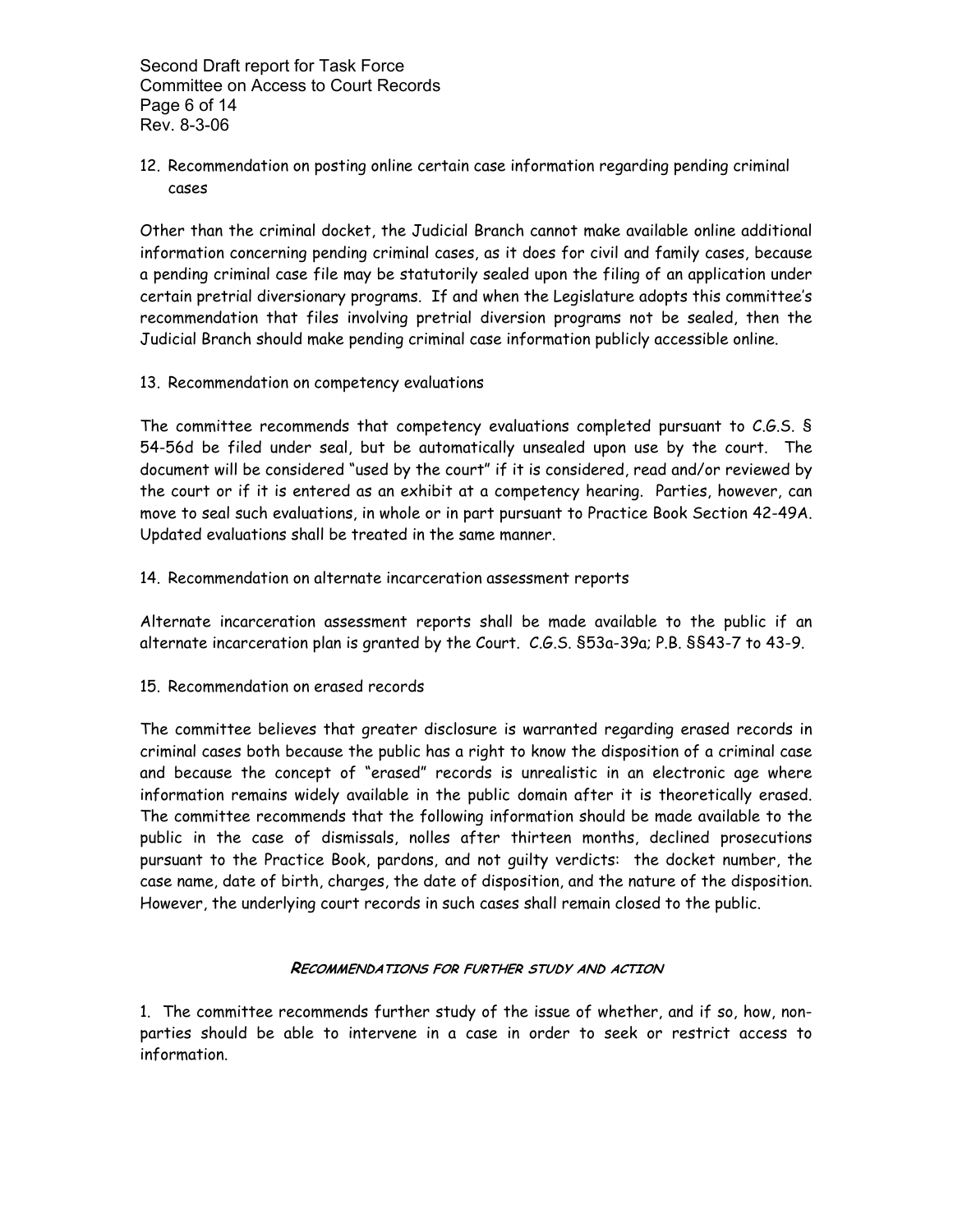12. Recommendation on posting online certain case information regarding pending criminal cases

Other than the criminal docket, the Judicial Branch cannot make available online additional information concerning pending criminal cases, as it does for civil and family cases, because a pending criminal case file may be statutorily sealed upon the filing of an application under certain pretrial diversionary programs. If and when the Legislature adopts this committee's recommendation that files involving pretrial diversion programs not be sealed, then the Judicial Branch should make pending criminal case information publicly accessible online.

13. Recommendation on competency evaluations

The committee recommends that competency evaluations completed pursuant to C.G.S. § 54-56d be filed under seal, but be automatically unsealed upon use by the court. The document will be considered "used by the court" if it is considered, read and/or reviewed by the court or if it is entered as an exhibit at a competency hearing. Parties, however, can move to seal such evaluations, in whole or in part pursuant to Practice Book Section 42-49A. Updated evaluations shall be treated in the same manner.

14. Recommendation on alternate incarceration assessment reports

Alternate incarceration assessment reports shall be made available to the public if an alternate incarceration plan is granted by the Court. C.G.S. §53a-39a; P.B. §§43-7 to 43-9.

15. Recommendation on erased records

The committee believes that greater disclosure is warranted regarding erased records in criminal cases both because the public has a right to know the disposition of a criminal case and because the concept of "erased" records is unrealistic in an electronic age where information remains widely available in the public domain after it is theoretically erased. The committee recommends that the following information should be made available to the public in the case of dismissals, nolles after thirteen months, declined prosecutions pursuant to the Practice Book, pardons, and not guilty verdicts: the docket number, the case name, date of birth, charges, the date of disposition, and the nature of the disposition. However, the underlying court records in such cases shall remain closed to the public.

### *Recommendations for further study and action*

1. The committee recommends further study of the issue of whether, and if so, how, non-parties should be able to intervene in a case in order to seek or restrict access to information.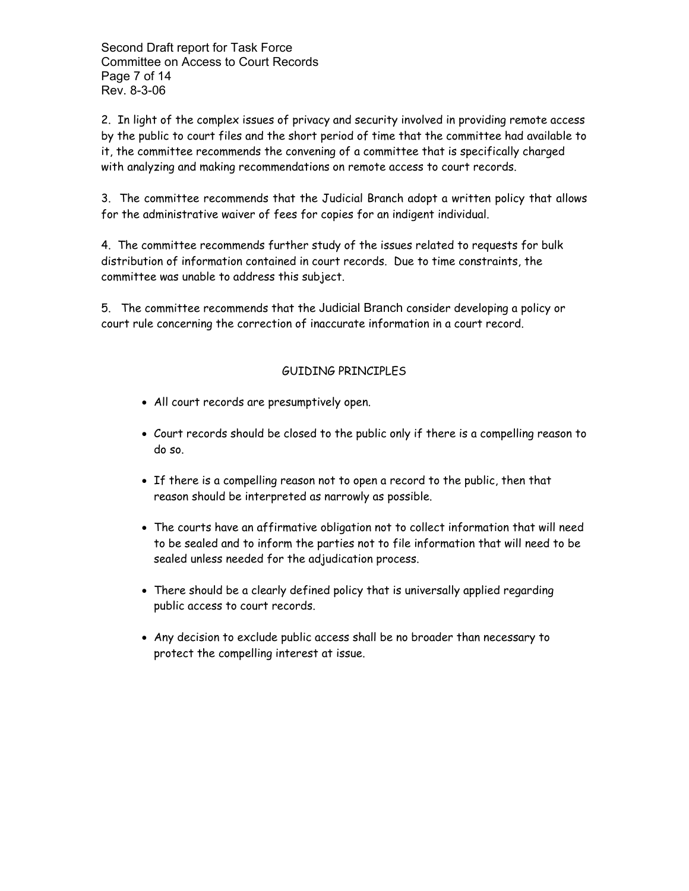2. In light of the complex issues of privacy and security involved in providing remote access by the public to court files and the short period of time that the committee had available to it, the committee recommends the convening of a committee that is specifically charged with analyzing and making recommendations on remote access to court records.

3. The committee recommends that the Judicial Branch adopt a written policy that allows for the administrative waiver of fees for copies for an indigent individual.

4. The committee recommends further study of the issues related to requests for bulk distribution of information contained in court records. Due to time constraints, the committee was unable to address this subject.

5. The committee recommends that the Judicial Branch consider developing a policy or court rule concerning the correction of inaccurate information in a court record.

## GUIDING PRINCIPLES

- All court records are presumptively open.
- Court records should be closed to the public only if there is a compelling reason to do so.
- If there is a compelling reason not to open a record to the public, then that reason should be interpreted as narrowly as possible.
- The courts have an affirmative obligation not to collect information that will need to be sealed and to inform the parties not to file information that will need to be sealed unless needed for the adjudication process.
- There should be a clearly defined policy that is universally applied regarding public access to court records.
- Any decision to exclude public access shall be no broader than necessary to protect the compelling interest at issue.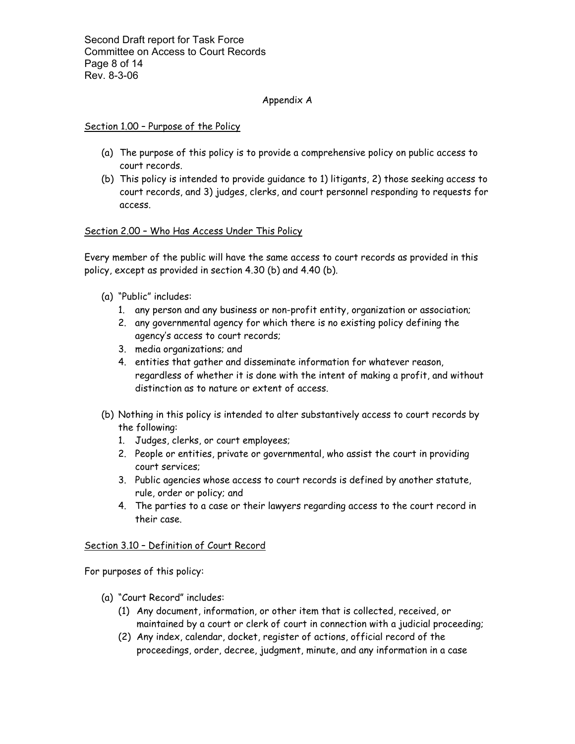## Appendix A

### Section 1.00 – Purpose of the Policy

(a) The purpose of this policy is to provide a comprehensive policy on public access to court records.

(b) This policy is intended to provide guidance to 1) litigants, 2) those seeking access to court records, and 3) judges, clerks, and court personnel responding to requests for access.

### Section 2.00 – Who Has Access Under This Policy

Every member of the public will have the same access to court records as provided in this policy, except as provided in section 4.30 (b) and 4.40 (b).

(a) "Public" includes:
   1. any person and any business or non-profit entity, organization or association;
   2. any governmental agency for which there is no existing policy defining the agency's access to court records;
   3. media organizations; and
   4. entities that gather and disseminate information for whatever reason, regardless of whether it is done with the intent of making a profit, and without distinction as to nature or extent of access.

(b) Nothing in this policy is intended to alter substantively access to court records by the following:
   1. Judges, clerks, or court employees;
   2. People or entities, private or governmental, who assist the court in providing court services;
   3. Public agencies whose access to court records is defined by another statute, rule, order or policy; and
   4. The parties to a case or their lawyers regarding access to the court record in their case.

### Section 3.10 – Definition of Court Record

For purposes of this policy:

(a) "Court Record" includes:
   (1) Any document, information, or other item that is collected, received, or maintained by a court or clerk of court in connection with a judicial proceeding;
   (2) Any index, calendar, docket, register of actions, official record of the proceedings, order, decree, judgment, minute, and any information in a case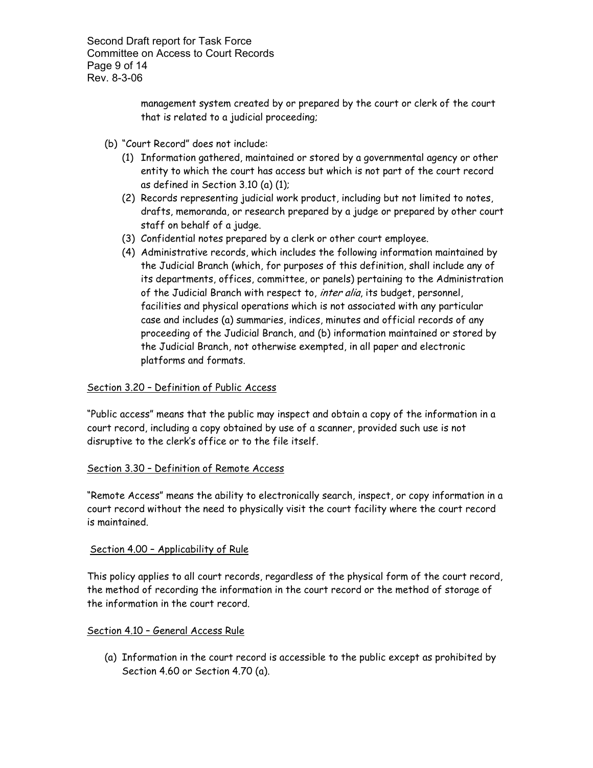management system created by or prepared by the court or clerk of the court that is related to a judicial proceeding;

(b) "Court Record" does not include:
   (1) Information gathered, maintained or stored by a governmental agency or other entity to which the court has access but which is not part of the court record as defined in Section 3.10 (a) (1);
   (2) Records representing judicial work product, including but not limited to notes, drafts, memoranda, or research prepared by a judge or prepared by other court staff on behalf of a judge.
   (3) Confidential notes prepared by a clerk or other court employee.
   (4) Administrative records, which includes the following information maintained by the Judicial Branch (which, for purposes of this definition, shall include any of its departments, offices, committee, or panels) pertaining to the Administration of the Judicial Branch with respect to, *inter alia*, its budget, personnel, facilities and physical operations which is not associated with any particular case and includes (a) summaries, indices, minutes and official records of any proceeding of the Judicial Branch, and (b) information maintained or stored by the Judicial Branch, not otherwise exempted, in all paper and electronic platforms and formats.

<u>Section 3.20 – Definition of Public Access</u>

"Public access" means that the public may inspect and obtain a copy of the information in a court record, including a copy obtained by use of a scanner, provided such use is not disruptive to the clerk's office or to the file itself.

<u>Section 3.30 – Definition of Remote Access</u>

"Remote Access" means the ability to electronically search, inspect, or copy information in a court record without the need to physically visit the court facility where the court record is maintained.

<u>Section 4.00 – Applicability of Rule</u>

This policy applies to all court records, regardless of the physical form of the court record, the method of recording the information in the court record or the method of storage of the information in the court record.

<u>Section 4.10 – General Access Rule</u>

(a) Information in the court record is accessible to the public except as prohibited by Section 4.60 or Section 4.70 (a).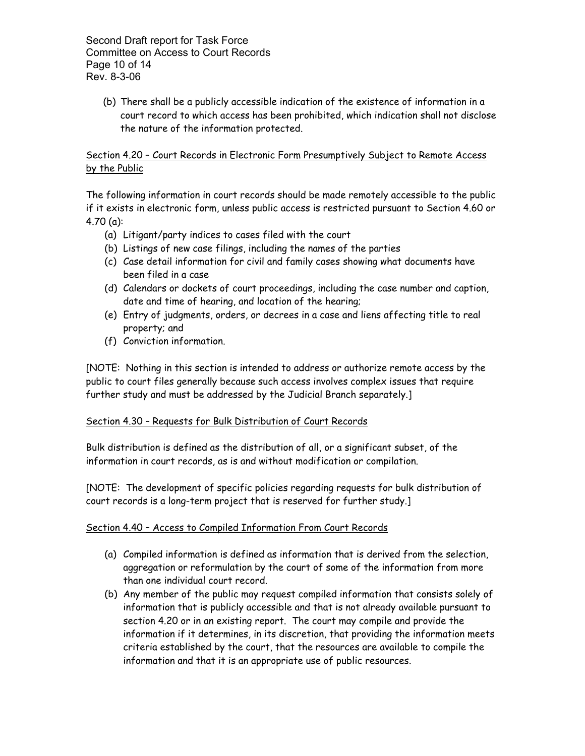(b) There shall be a publicly accessible indication of the existence of information in a court record to which access has been prohibited, which indication shall not disclose the nature of the information protected.

Section 4.20 – Court Records in Electronic Form Presumptively Subject to Remote Access by the Public

The following information in court records should be made remotely accessible to the public if it exists in electronic form, unless public access is restricted pursuant to Section 4.60 or 4.70 (a):

(a) Litigant/party indices to cases filed with the court
(b) Listings of new case filings, including the names of the parties
(c) Case detail information for civil and family cases showing what documents have been filed in a case
(d) Calendars or dockets of court proceedings, including the case number and caption, date and time of hearing, and location of the hearing;
(e) Entry of judgments, orders, or decrees in a case and liens affecting title to real property; and
(f) Conviction information.

[NOTE: Nothing in this section is intended to address or authorize remote access by the public to court files generally because such access involves complex issues that require further study and must be addressed by the Judicial Branch separately.]

Section 4.30 – Requests for Bulk Distribution of Court Records

Bulk distribution is defined as the distribution of all, or a significant subset, of the information in court records, as is and without modification or compilation.

[NOTE: The development of specific policies regarding requests for bulk distribution of court records is a long-term project that is reserved for further study.]

Section 4.40 – Access to Compiled Information From Court Records

(a) Compiled information is defined as information that is derived from the selection, aggregation or reformulation by the court of some of the information from more than one individual court record.
(b) Any member of the public may request compiled information that consists solely of information that is publicly accessible and that is not already available pursuant to section 4.20 or in an existing report. The court may compile and provide the information if it determines, in its discretion, that providing the information meets criteria established by the court, that the resources are available to compile the information and that it is an appropriate use of public resources.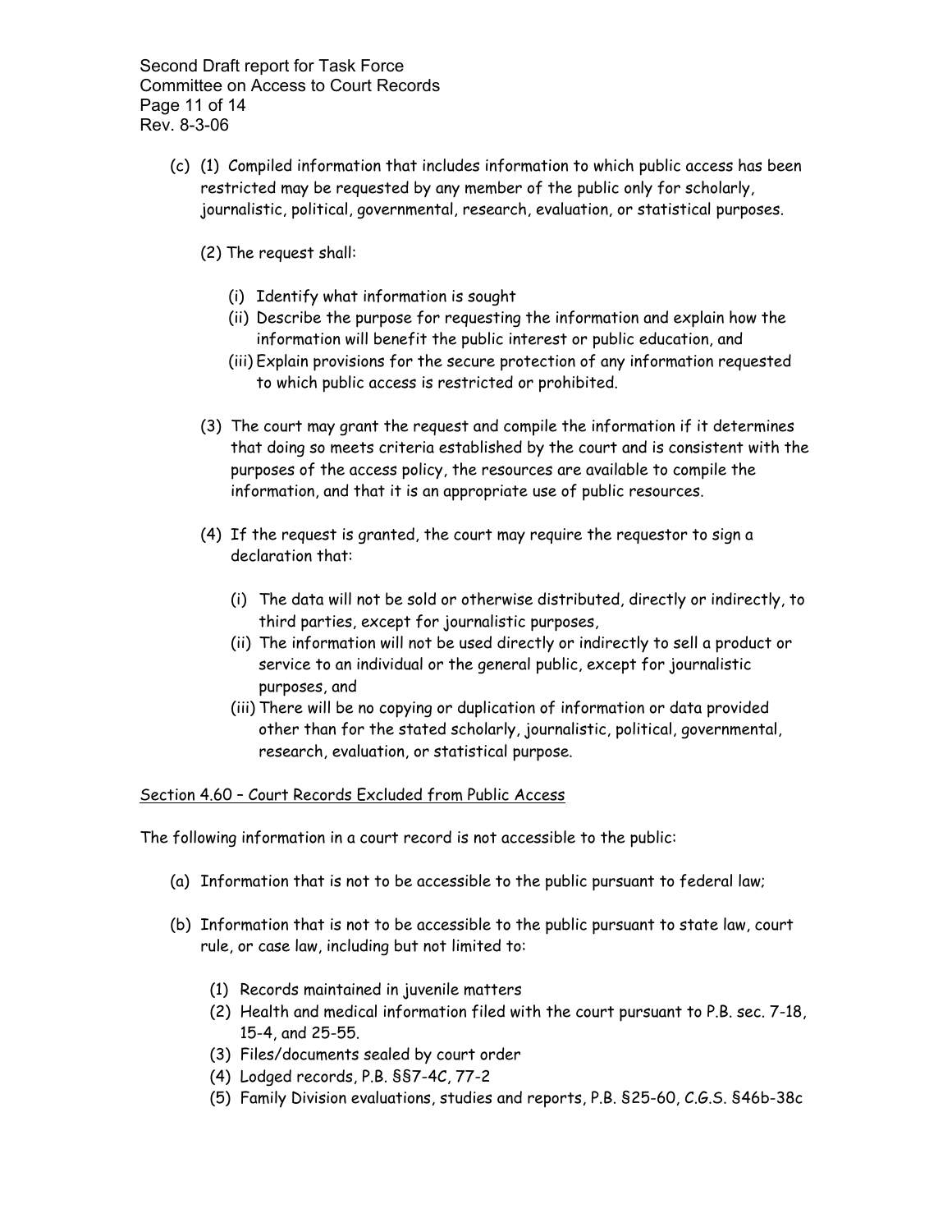(c) (1) Compiled information that includes information to which public access has been restricted may be requested by any member of the public only for scholarly, journalistic, political, governmental, research, evaluation, or statistical purposes.

(2) The request shall:

(i) Identify what information is sought
(ii) Describe the purpose for requesting the information and explain how the information will benefit the public interest or public education, and
(iii) Explain provisions for the secure protection of any information requested to which public access is restricted or prohibited.

(3) The court may grant the request and compile the information if it determines that doing so meets criteria established by the court and is consistent with the purposes of the access policy, the resources are available to compile the information, and that it is an appropriate use of public resources.

(4) If the request is granted, the court may require the requestor to sign a declaration that:

(i) The data will not be sold or otherwise distributed, directly or indirectly, to third parties, except for journalistic purposes,
(ii) The information will not be used directly or indirectly to sell a product or service to an individual or the general public, except for journalistic purposes, and
(iii) There will be no copying or duplication of information or data provided other than for the stated scholarly, journalistic, political, governmental, research, evaluation, or statistical purpose.

<u>Section 4.60 – Court Records Excluded from Public Access</u>

The following information in a court record is not accessible to the public:

(a) Information that is not to be accessible to the public pursuant to federal law;

(b) Information that is not to be accessible to the public pursuant to state law, court rule, or case law, including but not limited to:

(1) Records maintained in juvenile matters
(2) Health and medical information filed with the court pursuant to P.B. sec. 7-18, 15-4, and 25-55.
(3) Files/documents sealed by court order
(4) Lodged records, P.B. §§7-4C, 77-2
(5) Family Division evaluations, studies and reports, P.B. §25-60, C.G.S. §46b-38c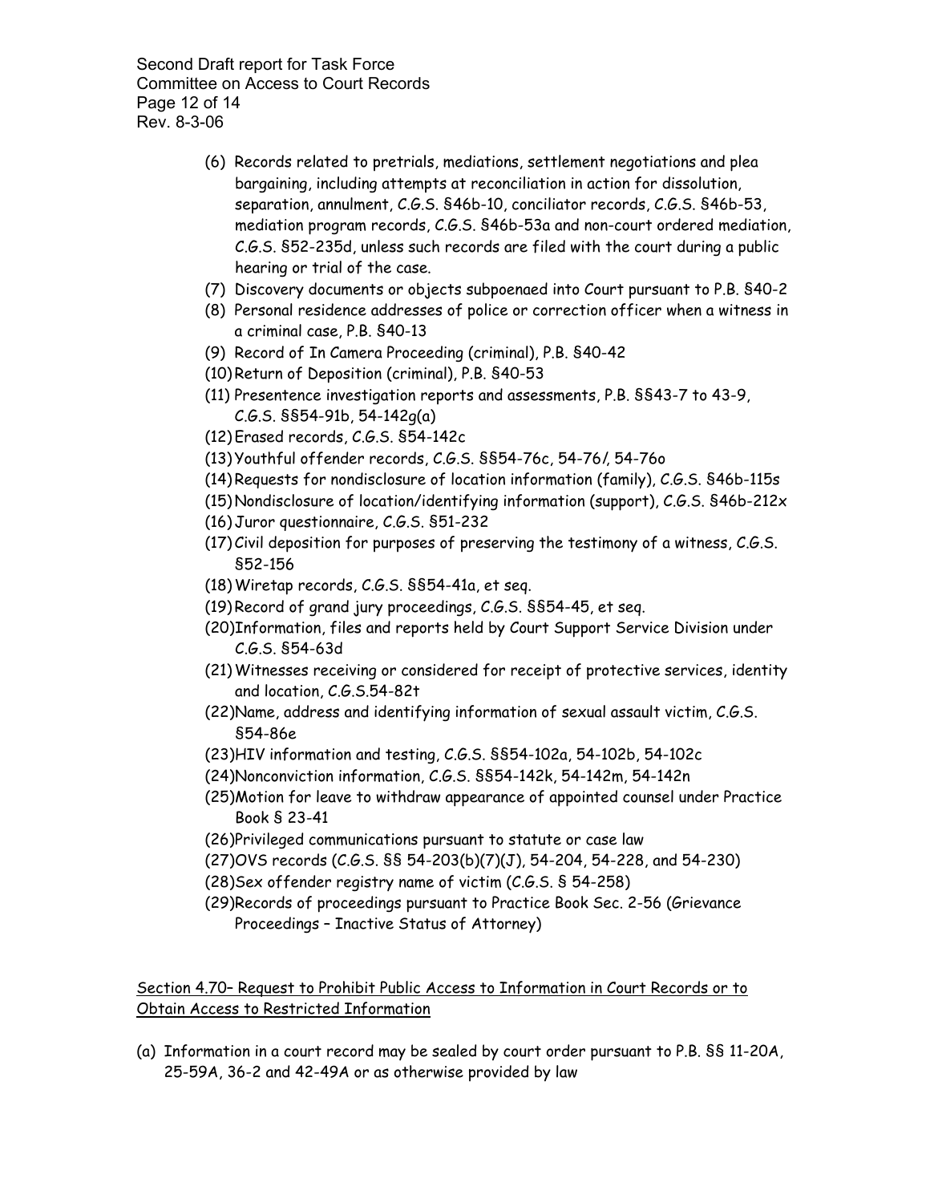(6) Records related to pretrials, mediations, settlement negotiations and plea bargaining, including attempts at reconciliation in action for dissolution, separation, annulment, C.G.S. §46b-10, conciliator records, C.G.S. §46b-53, mediation program records, C.G.S. §46b-53a and non-court ordered mediation, C.G.S. §52-235d, unless such records are filed with the court during a public hearing or trial of the case.

(7) Discovery documents or objects subpoenaed into Court pursuant to P.B. §40-2

(8) Personal residence addresses of police or correction officer when a witness in a criminal case, P.B. §40-13

(9) Record of In Camera Proceeding (criminal), P.B. §40-42

(10) Return of Deposition (criminal), P.B. §40-53

(11) Presentence investigation reports and assessments, P.B. §§43-7 to 43-9, C.G.S. §§54-91b, 54-142g(a)

(12) Erased records, C.G.S. §54-142c

(13) Youthful offender records, C.G.S. §§54-76c, 54-76*l*, 54-76o

(14) Requests for nondisclosure of location information (family), C.G.S. §46b-115s

(15) Nondisclosure of location/identifying information (support), C.G.S. §46b-212x

(16) Juror questionnaire, C.G.S. §51-232

(17) Civil deposition for purposes of preserving the testimony of a witness, C.G.S. §52-156

(18) Wiretap records, C.G.S. §§54-41a, et seq.

(19) Record of grand jury proceedings, C.G.S. §§54-45, et seq.

(20) Information, files and reports held by Court Support Service Division under C.G.S. §54-63d

(21) Witnesses receiving or considered for receipt of protective services, identity and location, C.G.S.54-82t

(22) Name, address and identifying information of sexual assault victim, C.G.S. §54-86e

(23) HIV information and testing, C.G.S. §§54-102a, 54-102b, 54-102c

(24) Nonconviction information, C.G.S. §§54-142k, 54-142m, 54-142n

(25) Motion for leave to withdraw appearance of appointed counsel under Practice Book § 23-41

(26) Privileged communications pursuant to statute or case law

(27) OVS records (C.G.S. §§ 54-203(b)(7)(J), 54-204, 54-228, and 54-230)

(28) Sex offender registry name of victim (C.G.S. § 54-258)

(29) Records of proceedings pursuant to Practice Book Sec. 2-56 (Grievance Proceedings – Inactive Status of Attorney)

<u>Section 4.70– Request to Prohibit Public Access to Information in Court Records or to Obtain Access to Restricted Information</u>

(a) Information in a court record may be sealed by court order pursuant to P.B. §§ 11-20A, 25-59A, 36-2 and 42-49A or as otherwise provided by law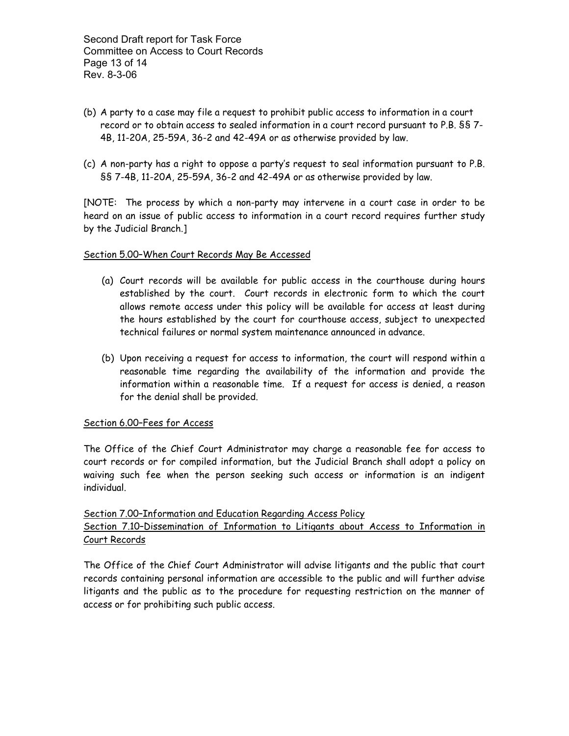(b) A party to a case may file a request to prohibit public access to information in a court record or to obtain access to sealed information in a court record pursuant to P.B. §§ 7-4B, 11-20A, 25-59A, 36-2 and 42-49A or as otherwise provided by law.

(c) A non-party has a right to oppose a party's request to seal information pursuant to P.B. §§ 7-4B, 11-20A, 25-59A, 36-2 and 42-49A or as otherwise provided by law.

[NOTE: The process by which a non-party may intervene in a court case in order to be heard on an issue of public access to information in a court record requires further study by the Judicial Branch.]

<u>Section 5.00–When Court Records May Be Accessed</u>

(a) Court records will be available for public access in the courthouse during hours established by the court. Court records in electronic form to which the court allows remote access under this policy will be available for access at least during the hours established by the court for courthouse access, subject to unexpected technical failures or normal system maintenance announced in advance.

(b) Upon receiving a request for access to information, the court will respond within a reasonable time regarding the availability of the information and provide the information within a reasonable time. If a request for access is denied, a reason for the denial shall be provided.

<u>Section 6.00–Fees for Access</u>

The Office of the Chief Court Administrator may charge a reasonable fee for access to court records or for compiled information, but the Judicial Branch shall adopt a policy on waiving such fee when the person seeking such access or information is an indigent individual.

<u>Section 7.00–Information and Education Regarding Access Policy</u>

<u>Section 7.10–Dissemination of Information to Litigants about Access to Information in Court Records</u>

The Office of the Chief Court Administrator will advise litigants and the public that court records containing personal information are accessible to the public and will further advise litigants and the public as to the procedure for requesting restriction on the manner of access or for prohibiting such public access.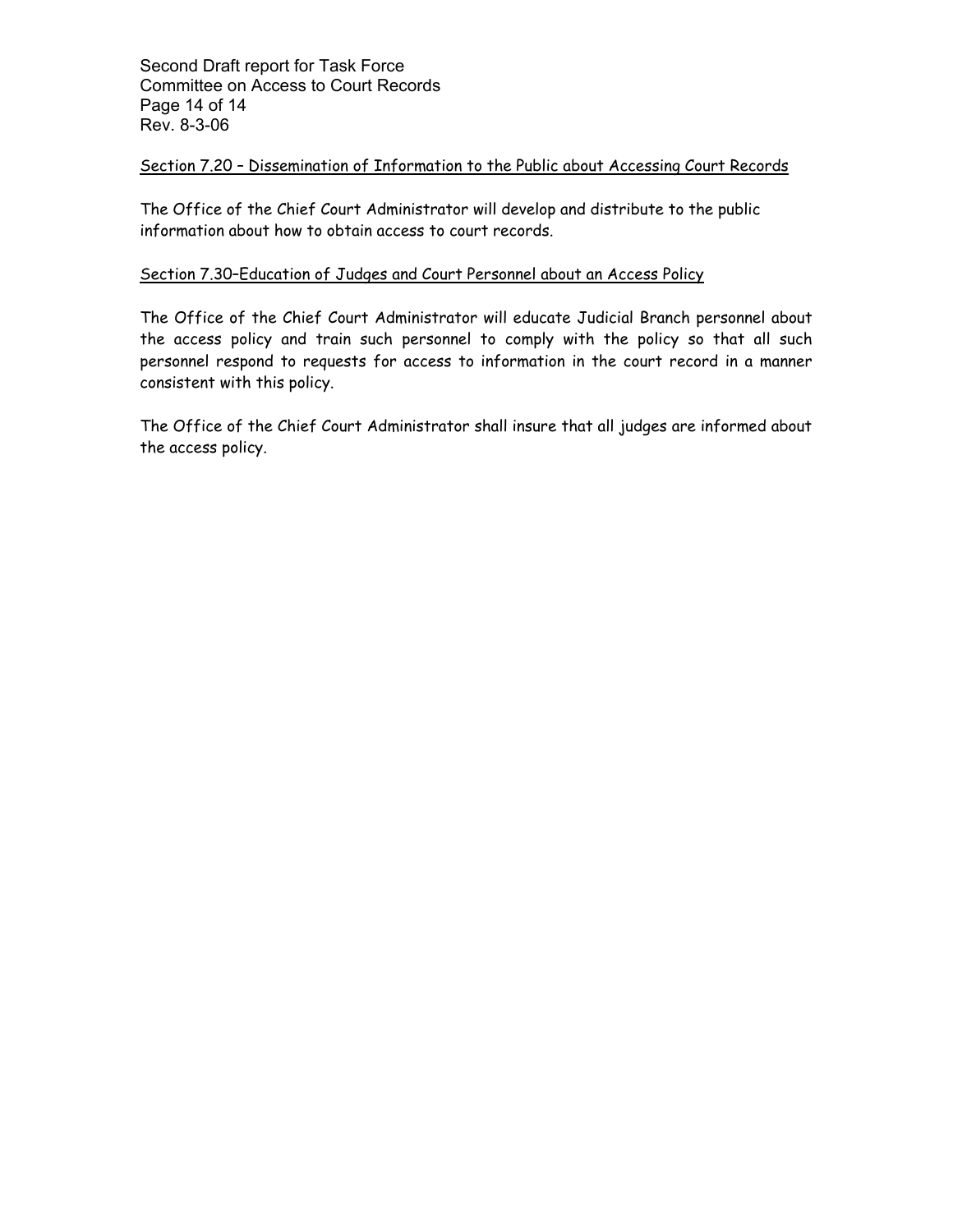Section 7.20 – Dissemination of Information to the Public about Accessing Court Records

The Office of the Chief Court Administrator will develop and distribute to the public information about how to obtain access to court records.

Section 7.30–Education of Judges and Court Personnel about an Access Policy

The Office of the Chief Court Administrator will educate Judicial Branch personnel about the access policy and train such personnel to comply with the policy so that all such personnel respond to requests for access to information in the court record in a manner consistent with this policy.

The Office of the Chief Court Administrator shall insure that all judges are informed about the access policy.